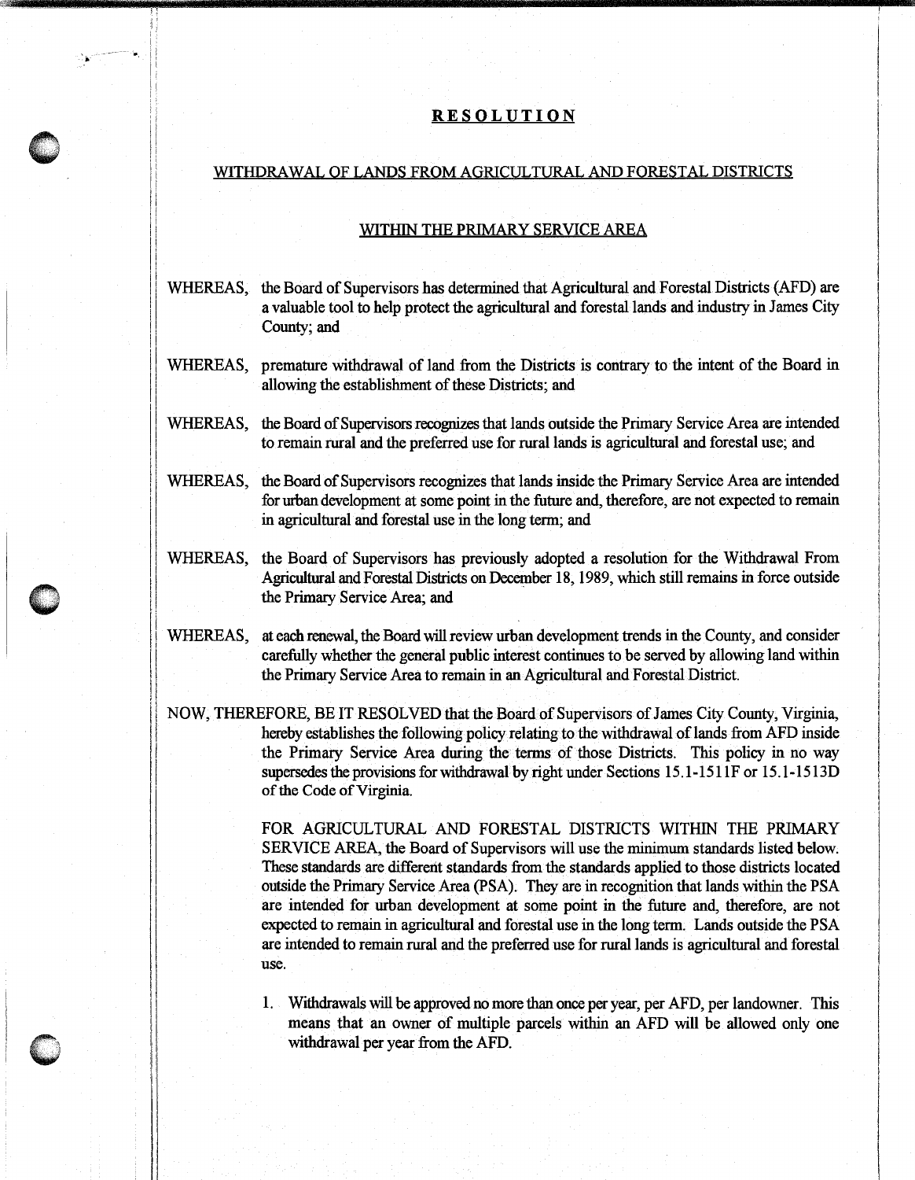# RESOLUTION

## WITHDRAWAL OF LANDS FROM AGRICULTURAL AND FORESTAL DISTRICTS

## WITHIN THE PRIMARY SERVICE AREA

WHEREAS, the Board of Supervisors has determined that Agricultural and Forestal Districts (AFD) are a valuable tool to help protect the agricultural and forestal lands and industry in James City County; and

WHEREAS, premature withdrawal of land from the Districts is contrary to the intent of the Board in allowing the establishment of these Districts; and

WHEREAS, the Board of Supervisors recognizes that lands outside the Primary Service Area are intended to remain rural and the preferred use for rural lands is agricultural and forestal use; and

WHEREAS, the Board of Supervisors recognizes that lands inside the Primary Service Area are intended for urban development at some point in the future and, therefore, are not expected to remain in agricultural and forestal use in the long term; and

WHEREAS, the Board of Supervisors has previously adopted a resolution for the Withdrawal From Agricultural and Forestal Districts on December 18, 1989, which still remains in force outside the Primary Service Area; and

WHEREAS, at each renewal, the Board will review urban development trends in the County, and consider carefully whether the general public interest continues to be served by allowing land within the Primary Service Area to remain in an Agricultural and Forestal District.

NOW, THEREFORE, BE IT RESOLVED that the Board of Supervisors of James City County, Virginia, hereby establishes the following policy relating to the withdrawal of lands from AFD inside the Primary Service Area during the terms of those Districts. This policy in no way supersedes the provisions for withdrawal by right under Sections 15.1-1511F or 15.1-1513D of the Code of Virginia.

FOR AGRICULTURAL AND FORESTAL DISTRICTS WITHIN THE PRIMARY SERVICE AREA, the Board of Supervisors will use the minimum standards listed below. These standards are different standards from the standards applied to those districts located outside the Primary Service Area (PSA). They are in recognition that lands within the PSA are intended for urban development at some point in the future and, therefore, are not expected to remain in agricultural and forestal use in the long term. Lands outside the PSA are intended to remain rural and the preferred use for rural lands is agricultural and forestal use.

1. Withdrawals will be approved no more than once per year, per AFD, per landowner. This means that an owner of multiple parcels within an AFD will be allowed only one withdrawal per year from the AFD.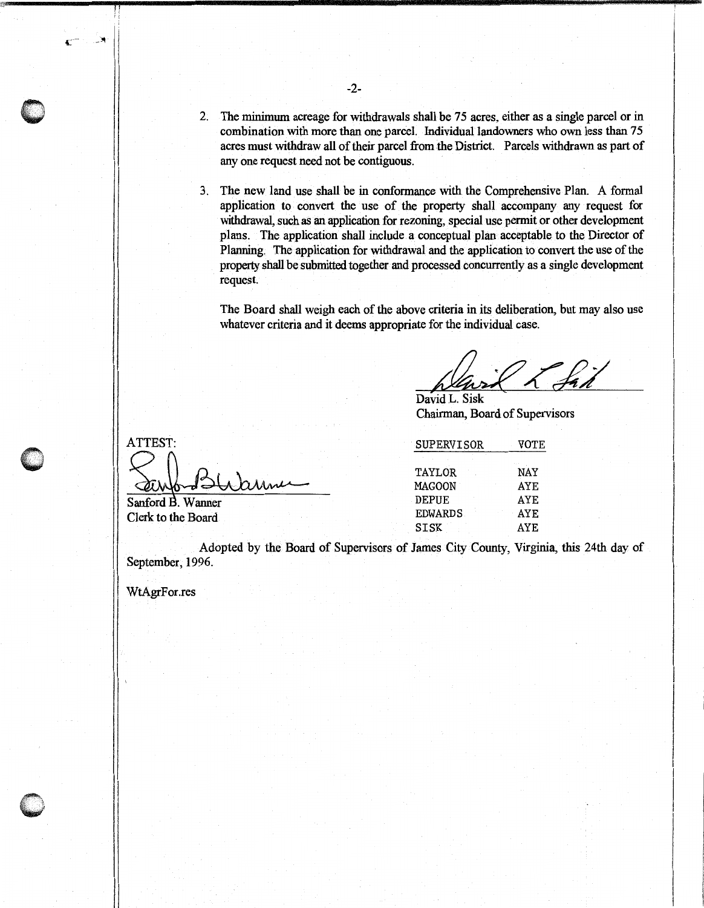2. The minimum acreage for withdrawals shall be 75 acres, either as a single parcel or in combination with more than one parcel. Individual landowners who own less than 75 acres must withdraw all of their parcel from the District. Parcels withdrawn as part of any one request need not be contiguous.

3. The new land use shall be in conformance with the Comprehensive Plan. A formal application to convert the use of the property shall accompany any request for withdrawal, such as an application for rezoning, special use permit or other development plans. The application shall include a conceptual plan acceptable to the Director of Planning. The application for withdrawal and the application to convert the use of the property shall be submitted together and processed concurrently as a single development request.

The Board shall weigh each of the above criteria in its deliberation, but may also use whatever criteria and it deems appropriate for the individual case.

David L. Sisk
Chairman, Board of Supervisors

ATTEST:

Sanford B. Wanner
Clerk to the Board

| SUPERVISOR | VOTE |
|---|---|
| TAYLOR | NAY |
| MAGOON | AYE |
| DEPUE | AYE |
| EDWARDS | AYE |
| SISK | AYE |

Adopted by the Board of Supervisors of James City County, Virginia, this 24th day of September, 1996.

WtAgrFor.res